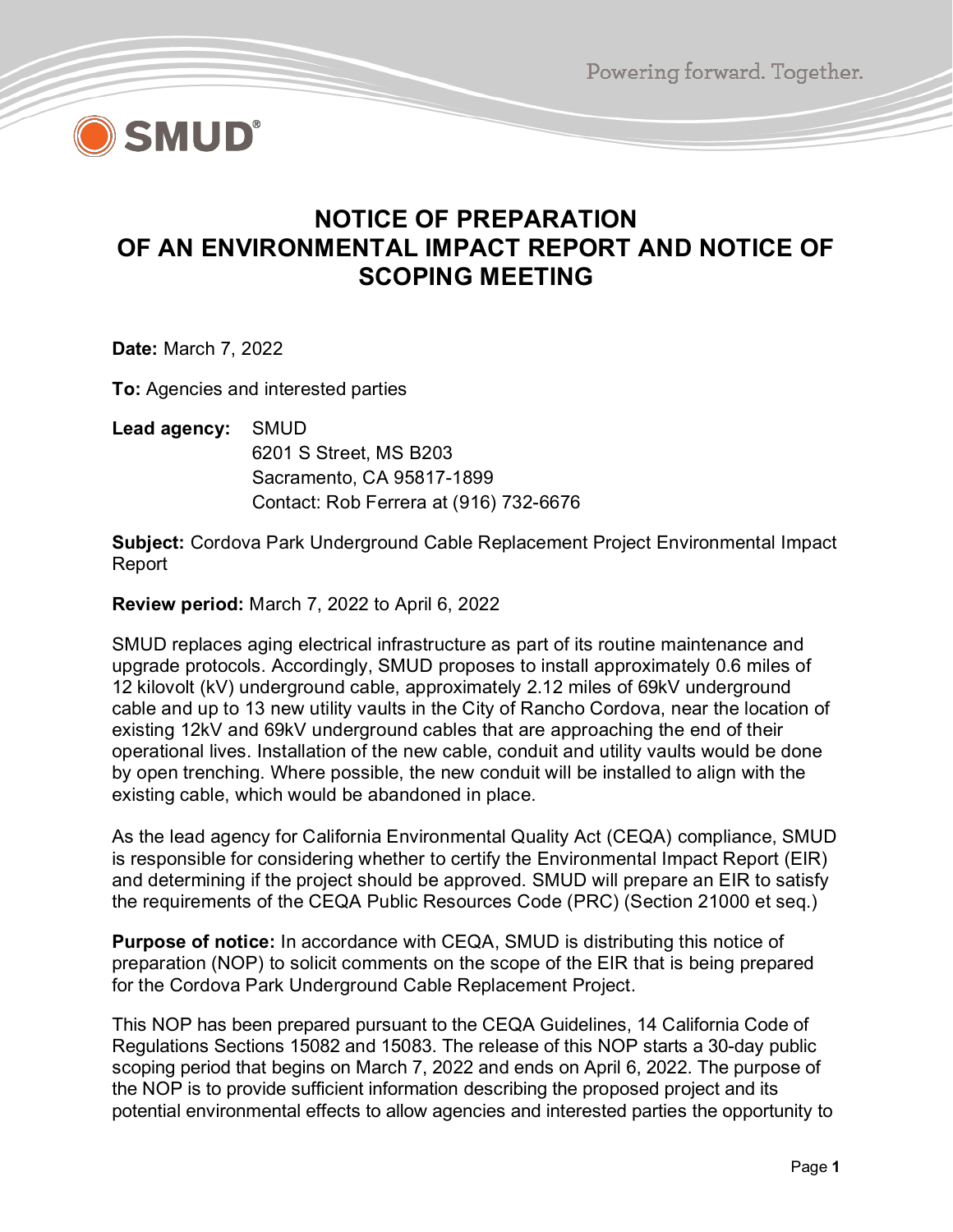# NOTICE OF PREPARATION OF AN ENVIRONMENTAL IMPACT REPORT AND NOTICE OF SCOPING MEETING

**Date:** March 7, 2022

**To:** Agencies and interested parties

**Lead agency:** SMUD
6201 S Street, MS B203
Sacramento, CA 95817-1899
Contact: Rob Ferrera at (916) 732-6676

**Subject:** Cordova Park Underground Cable Replacement Project Environmental Impact Report

**Review period:** March 7, 2022 to April 6, 2022

SMUD replaces aging electrical infrastructure as part of its routine maintenance and upgrade protocols. Accordingly, SMUD proposes to install approximately 0.6 miles of 12 kilovolt (kV) underground cable, approximately 2.12 miles of 69kV underground cable and up to 13 new utility vaults in the City of Rancho Cordova, near the location of existing 12kV and 69kV underground cables that are approaching the end of their operational lives. Installation of the new cable, conduit and utility vaults would be done by open trenching. Where possible, the new conduit will be installed to align with the existing cable, which would be abandoned in place.

As the lead agency for California Environmental Quality Act (CEQA) compliance, SMUD is responsible for considering whether to certify the Environmental Impact Report (EIR) and determining if the project should be approved. SMUD will prepare an EIR to satisfy the requirements of the CEQA Public Resources Code (PRC) (Section 21000 et seq.)

**Purpose of notice:** In accordance with CEQA, SMUD is distributing this notice of preparation (NOP) to solicit comments on the scope of the EIR that is being prepared for the Cordova Park Underground Cable Replacement Project.

This NOP has been prepared pursuant to the CEQA Guidelines, 14 California Code of Regulations Sections 15082 and 15083. The release of this NOP starts a 30-day public scoping period that begins on March 7, 2022 and ends on April 6, 2022. The purpose of the NOP is to provide sufficient information describing the proposed project and its potential environmental effects to allow agencies and interested parties the opportunity to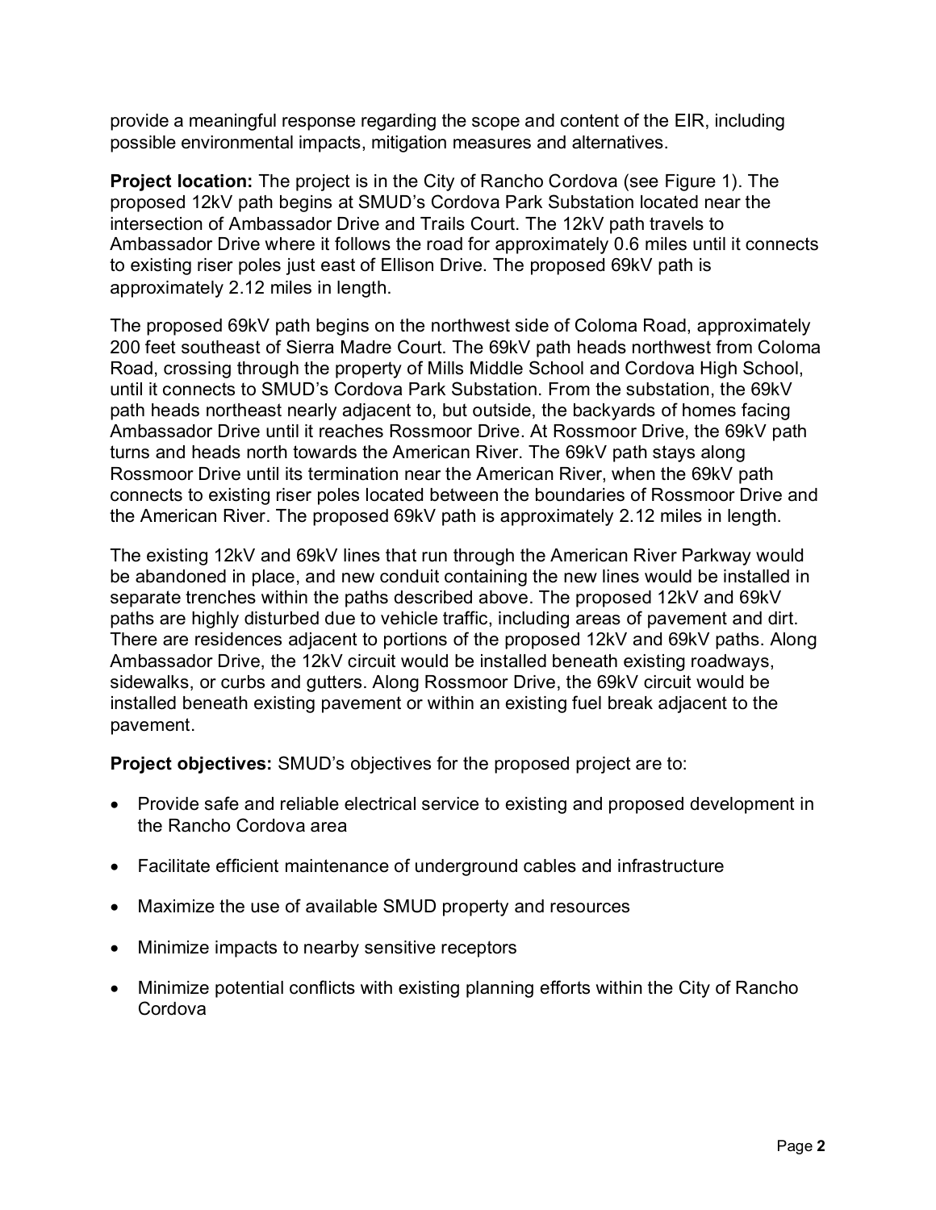provide a meaningful response regarding the scope and content of the EIR, including possible environmental impacts, mitigation measures and alternatives.

**Project location:** The project is in the City of Rancho Cordova (see Figure 1). The proposed 12kV path begins at SMUD's Cordova Park Substation located near the intersection of Ambassador Drive and Trails Court. The 12kV path travels to Ambassador Drive where it follows the road for approximately 0.6 miles until it connects to existing riser poles just east of Ellison Drive. The proposed 69kV path is approximately 2.12 miles in length.

The proposed 69kV path begins on the northwest side of Coloma Road, approximately 200 feet southeast of Sierra Madre Court. The 69kV path heads northwest from Coloma Road, crossing through the property of Mills Middle School and Cordova High School, until it connects to SMUD's Cordova Park Substation. From the substation, the 69kV path heads northeast nearly adjacent to, but outside, the backyards of homes facing Ambassador Drive until it reaches Rossmoor Drive. At Rossmoor Drive, the 69kV path turns and heads north towards the American River. The 69kV path stays along Rossmoor Drive until its termination near the American River, when the 69kV path connects to existing riser poles located between the boundaries of Rossmoor Drive and the American River. The proposed 69kV path is approximately 2.12 miles in length.

The existing 12kV and 69kV lines that run through the American River Parkway would be abandoned in place, and new conduit containing the new lines would be installed in separate trenches within the paths described above. The proposed 12kV and 69kV paths are highly disturbed due to vehicle traffic, including areas of pavement and dirt. There are residences adjacent to portions of the proposed 12kV and 69kV paths. Along Ambassador Drive, the 12kV circuit would be installed beneath existing roadways, sidewalks, or curbs and gutters. Along Rossmoor Drive, the 69kV circuit would be installed beneath existing pavement or within an existing fuel break adjacent to the pavement.

**Project objectives:** SMUD's objectives for the proposed project are to:

- Provide safe and reliable electrical service to existing and proposed development in the Rancho Cordova area
- Facilitate efficient maintenance of underground cables and infrastructure
- Maximize the use of available SMUD property and resources
- Minimize impacts to nearby sensitive receptors
- Minimize potential conflicts with existing planning efforts within the City of Rancho Cordova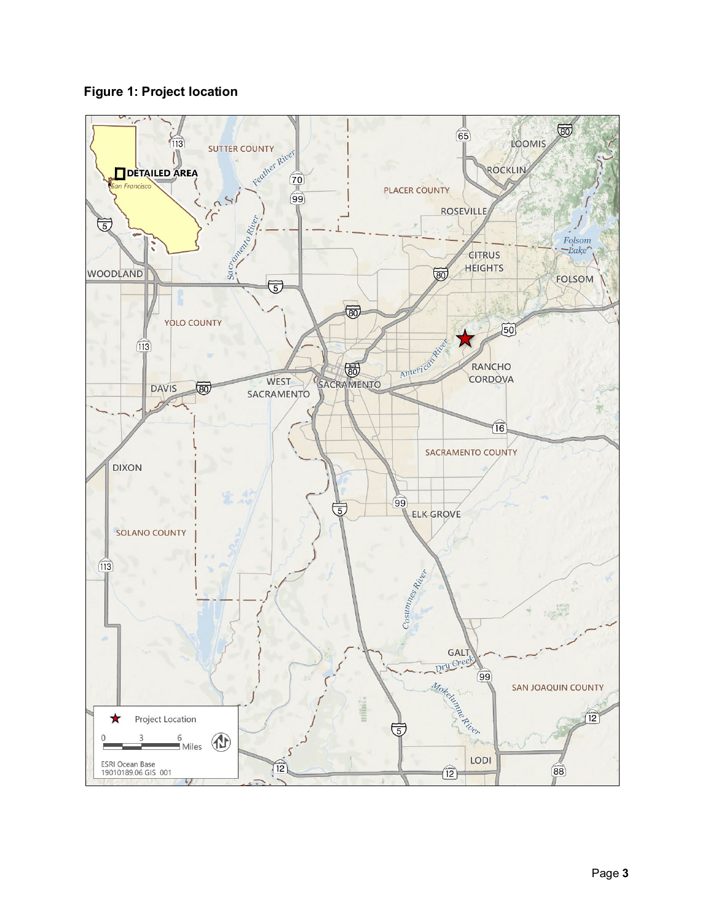**Figure 1: Project location**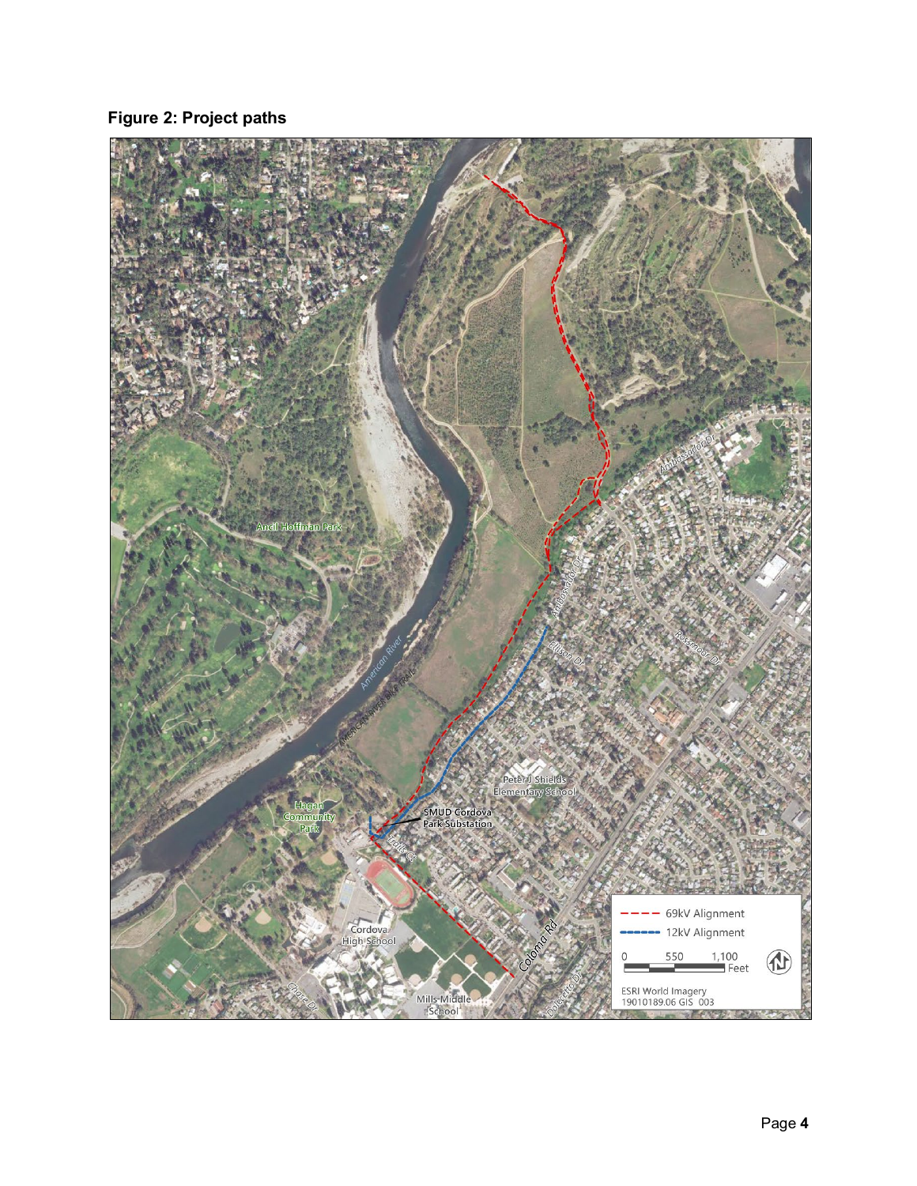**Figure 2: Project paths**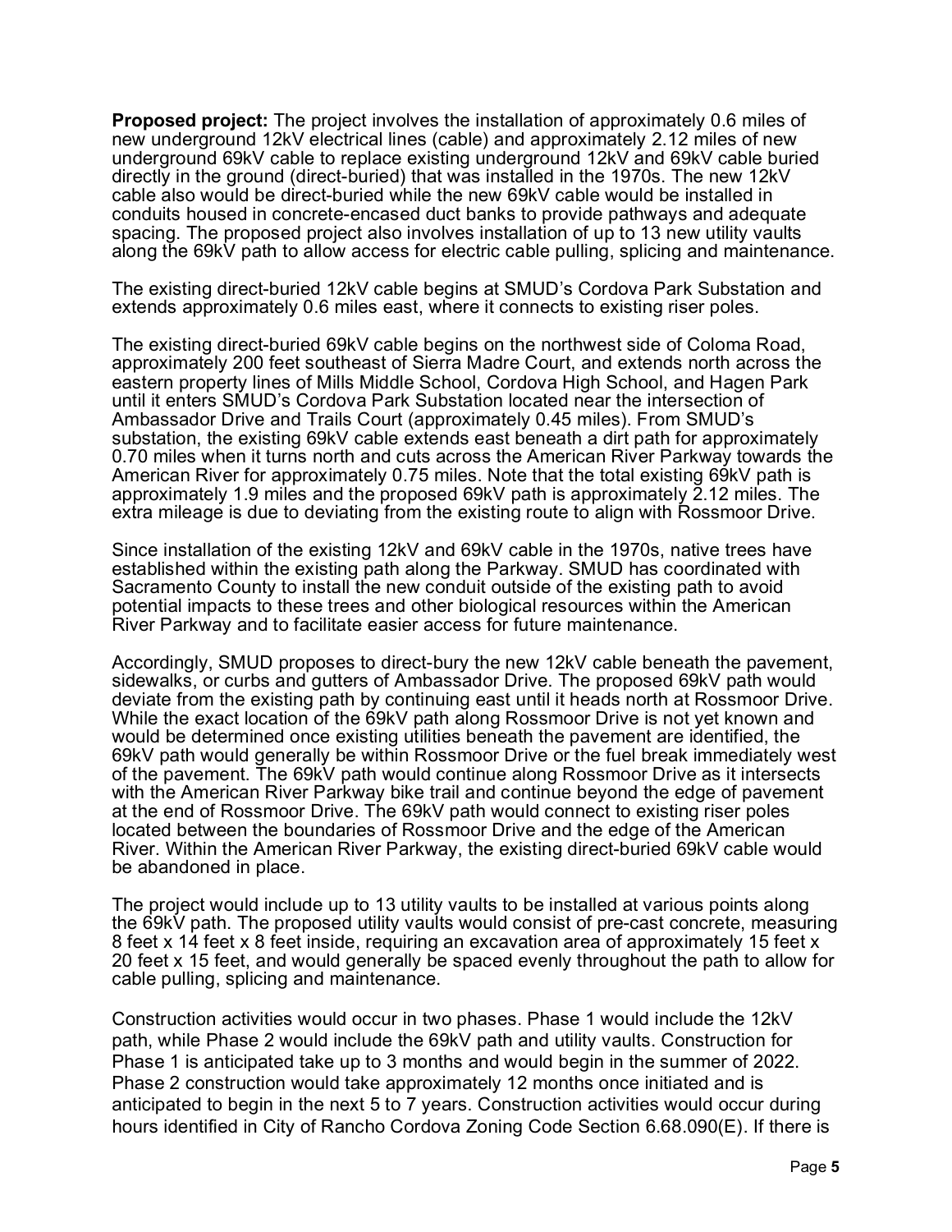**Proposed project:** The project involves the installation of approximately 0.6 miles of new underground 12kV electrical lines (cable) and approximately 2.12 miles of new underground 69kV cable to replace existing underground 12kV and 69kV cable buried directly in the ground (direct-buried) that was installed in the 1970s. The new 12kV cable also would be direct-buried while the new 69kV cable would be installed in conduits housed in concrete-encased duct banks to provide pathways and adequate spacing. The proposed project also involves installation of up to 13 new utility vaults along the 69kV path to allow access for electric cable pulling, splicing and maintenance.

The existing direct-buried 12kV cable begins at SMUD's Cordova Park Substation and extends approximately 0.6 miles east, where it connects to existing riser poles.

The existing direct-buried 69kV cable begins on the northwest side of Coloma Road, approximately 200 feet southeast of Sierra Madre Court, and extends north across the eastern property lines of Mills Middle School, Cordova High School, and Hagen Park until it enters SMUD's Cordova Park Substation located near the intersection of Ambassador Drive and Trails Court (approximately 0.45 miles). From SMUD's substation, the existing 69kV cable extends east beneath a dirt path for approximately 0.70 miles when it turns north and cuts across the American River Parkway towards the American River for approximately 0.75 miles. Note that the total existing 69kV path is approximately 1.9 miles and the proposed 69kV path is approximately 2.12 miles. The extra mileage is due to deviating from the existing route to align with Rossmoor Drive.

Since installation of the existing 12kV and 69kV cable in the 1970s, native trees have established within the existing path along the Parkway. SMUD has coordinated with Sacramento County to install the new conduit outside of the existing path to avoid potential impacts to these trees and other biological resources within the American River Parkway and to facilitate easier access for future maintenance.

Accordingly, SMUD proposes to direct-bury the new 12kV cable beneath the pavement, sidewalks, or curbs and gutters of Ambassador Drive. The proposed 69kV path would deviate from the existing path by continuing east until it heads north at Rossmoor Drive. While the exact location of the 69kV path along Rossmoor Drive is not yet known and would be determined once existing utilities beneath the pavement are identified, the 69kV path would generally be within Rossmoor Drive or the fuel break immediately west of the pavement. The 69kV path would continue along Rossmoor Drive as it intersects with the American River Parkway bike trail and continue beyond the edge of pavement at the end of Rossmoor Drive. The 69kV path would connect to existing riser poles located between the boundaries of Rossmoor Drive and the edge of the American River. Within the American River Parkway, the existing direct-buried 69kV cable would be abandoned in place.

The project would include up to 13 utility vaults to be installed at various points along the 69kV path. The proposed utility vaults would consist of pre-cast concrete, measuring 8 feet x 14 feet x 8 feet inside, requiring an excavation area of approximately 15 feet x 20 feet x 15 feet, and would generally be spaced evenly throughout the path to allow for cable pulling, splicing and maintenance.

Construction activities would occur in two phases. Phase 1 would include the 12kV path, while Phase 2 would include the 69kV path and utility vaults. Construction for Phase 1 is anticipated take up to 3 months and would begin in the summer of 2022. Phase 2 construction would take approximately 12 months once initiated and is anticipated to begin in the next 5 to 7 years. Construction activities would occur during hours identified in City of Rancho Cordova Zoning Code Section 6.68.090(E). If there is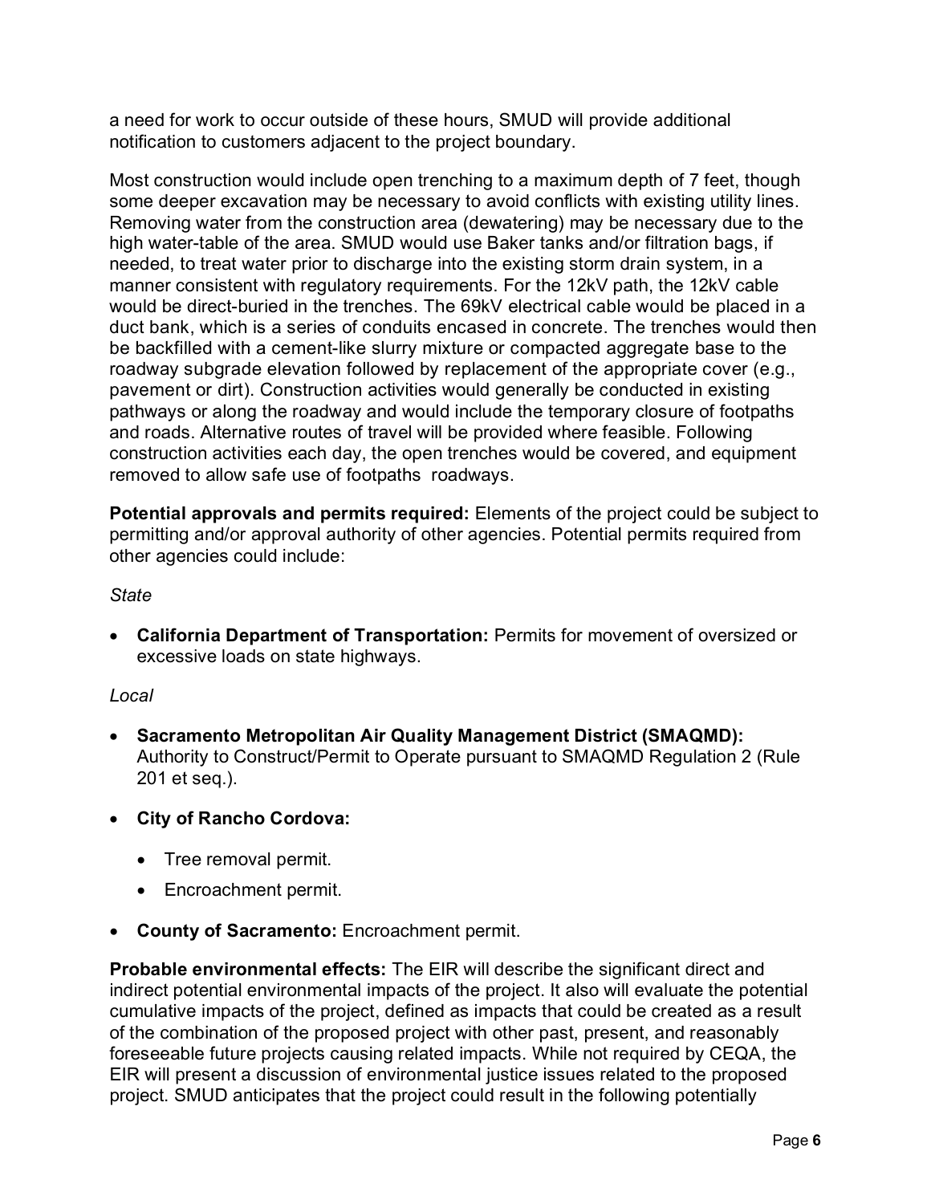a need for work to occur outside of these hours, SMUD will provide additional notification to customers adjacent to the project boundary.

Most construction would include open trenching to a maximum depth of 7 feet, though some deeper excavation may be necessary to avoid conflicts with existing utility lines. Removing water from the construction area (dewatering) may be necessary due to the high water-table of the area. SMUD would use Baker tanks and/or filtration bags, if needed, to treat water prior to discharge into the existing storm drain system, in a manner consistent with regulatory requirements. For the 12kV path, the 12kV cable would be direct-buried in the trenches. The 69kV electrical cable would be placed in a duct bank, which is a series of conduits encased in concrete. The trenches would then be backfilled with a cement-like slurry mixture or compacted aggregate base to the roadway subgrade elevation followed by replacement of the appropriate cover (e.g., pavement or dirt). Construction activities would generally be conducted in existing pathways or along the roadway and would include the temporary closure of footpaths and roads. Alternative routes of travel will be provided where feasible. Following construction activities each day, the open trenches would be covered, and equipment removed to allow safe use of footpaths  roadways.

**Potential approvals and permits required:** Elements of the project could be subject to permitting and/or approval authority of other agencies. Potential permits required from other agencies could include:

*State*

- **California Department of Transportation:** Permits for movement of oversized or excessive loads on state highways.

*Local*

- **Sacramento Metropolitan Air Quality Management District (SMAQMD):** Authority to Construct/Permit to Operate pursuant to SMAQMD Regulation 2 (Rule 201 et seq.).
- **City of Rancho Cordova:**
  - Tree removal permit.
  - Encroachment permit.
- **County of Sacramento:** Encroachment permit.

**Probable environmental effects:** The EIR will describe the significant direct and indirect potential environmental impacts of the project. It also will evaluate the potential cumulative impacts of the project, defined as impacts that could be created as a result of the combination of the proposed project with other past, present, and reasonably foreseeable future projects causing related impacts. While not required by CEQA, the EIR will present a discussion of environmental justice issues related to the proposed project. SMUD anticipates that the project could result in the following potentially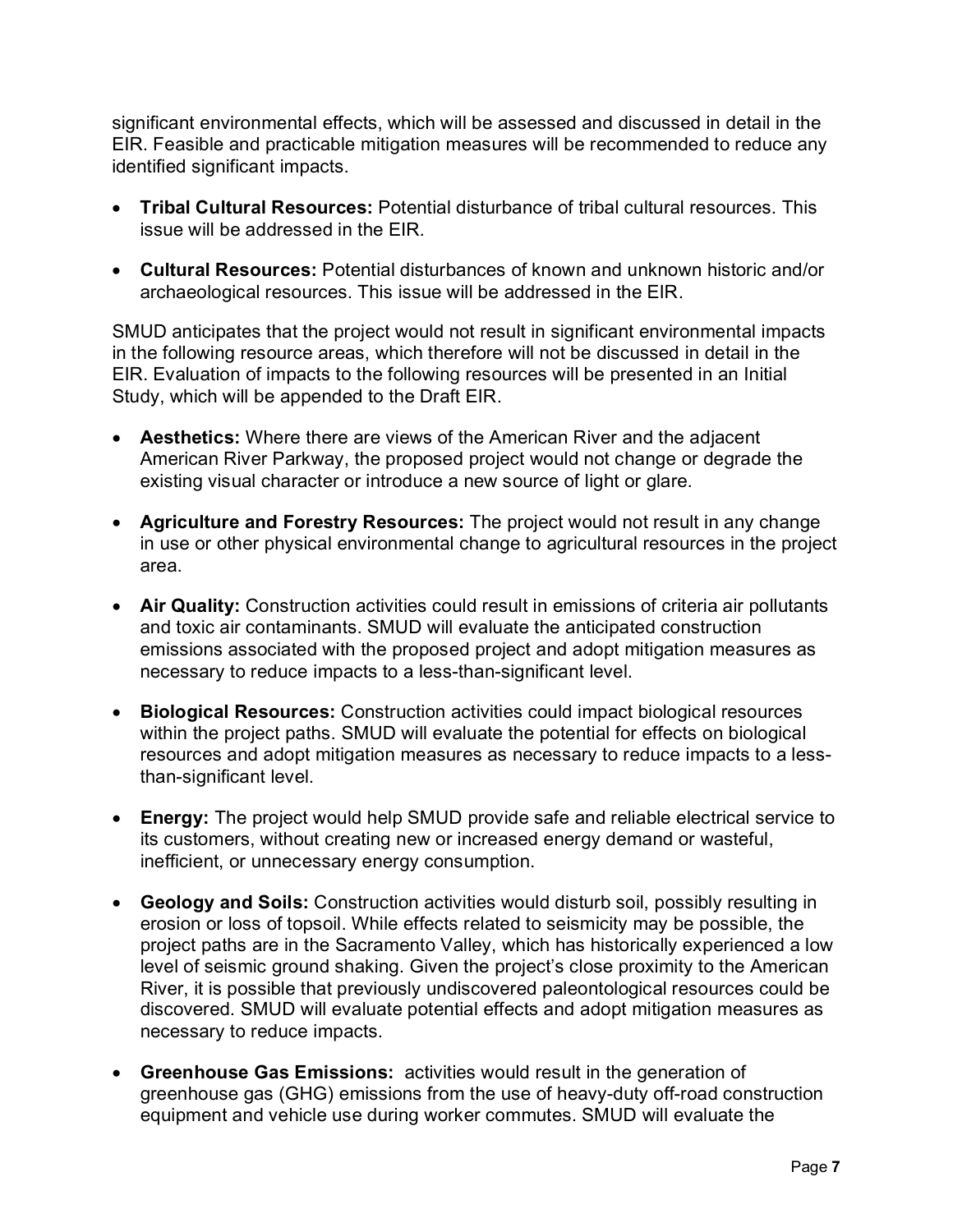significant environmental effects, which will be assessed and discussed in detail in the EIR. Feasible and practicable mitigation measures will be recommended to reduce any identified significant impacts.

- **Tribal Cultural Resources:** Potential disturbance of tribal cultural resources. This issue will be addressed in the EIR.
- **Cultural Resources:** Potential disturbances of known and unknown historic and/or archaeological resources. This issue will be addressed in the EIR.

SMUD anticipates that the project would not result in significant environmental impacts in the following resource areas, which therefore will not be discussed in detail in the EIR. Evaluation of impacts to the following resources will be presented in an Initial Study, which will be appended to the Draft EIR.

- **Aesthetics:** Where there are views of the American River and the adjacent American River Parkway, the proposed project would not change or degrade the existing visual character or introduce a new source of light or glare.
- **Agriculture and Forestry Resources:** The project would not result in any change in use or other physical environmental change to agricultural resources in the project area.
- **Air Quality:** Construction activities could result in emissions of criteria air pollutants and toxic air contaminants. SMUD will evaluate the anticipated construction emissions associated with the proposed project and adopt mitigation measures as necessary to reduce impacts to a less-than-significant level.
- **Biological Resources:** Construction activities could impact biological resources within the project paths. SMUD will evaluate the potential for effects on biological resources and adopt mitigation measures as necessary to reduce impacts to a less-than-significant level.
- **Energy:** The project would help SMUD provide safe and reliable electrical service to its customers, without creating new or increased energy demand or wasteful, inefficient, or unnecessary energy consumption.
- **Geology and Soils:** Construction activities would disturb soil, possibly resulting in erosion or loss of topsoil. While effects related to seismicity may be possible, the project paths are in the Sacramento Valley, which has historically experienced a low level of seismic ground shaking. Given the project's close proximity to the American River, it is possible that previously undiscovered paleontological resources could be discovered. SMUD will evaluate potential effects and adopt mitigation measures as necessary to reduce impacts.
- **Greenhouse Gas Emissions:** activities would result in the generation of greenhouse gas (GHG) emissions from the use of heavy-duty off-road construction equipment and vehicle use during worker commutes. SMUD will evaluate the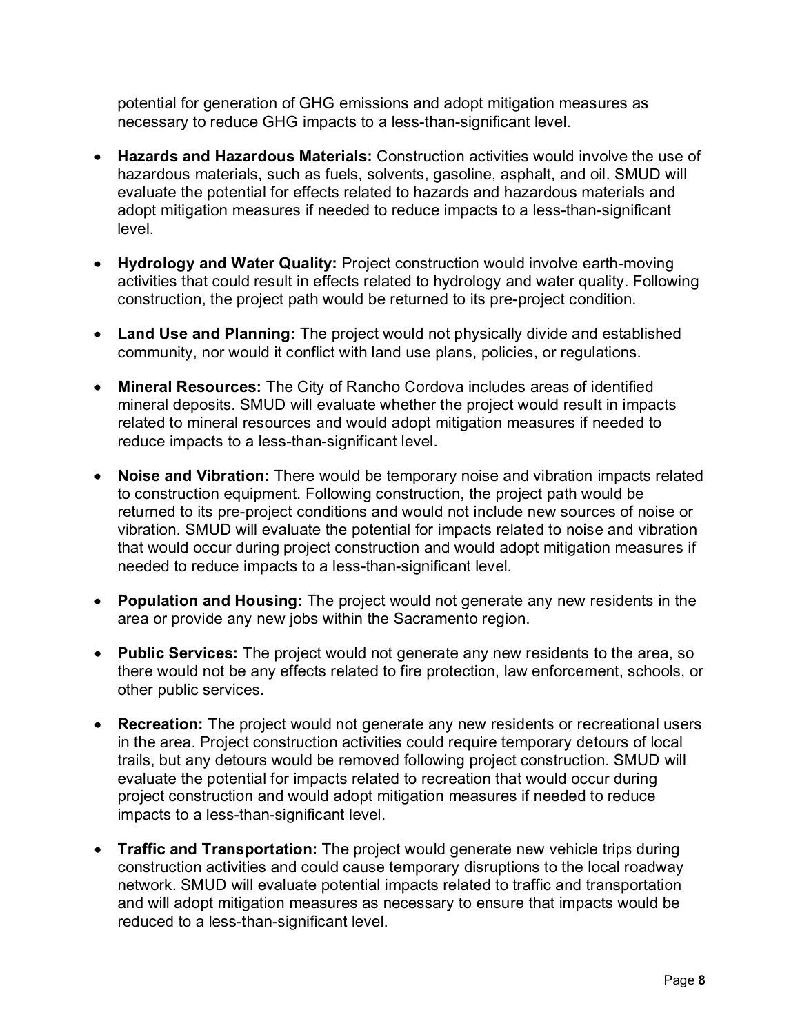potential for generation of GHG emissions and adopt mitigation measures as necessary to reduce GHG impacts to a less-than-significant level.

- **Hazards and Hazardous Materials:** Construction activities would involve the use of hazardous materials, such as fuels, solvents, gasoline, asphalt, and oil. SMUD will evaluate the potential for effects related to hazards and hazardous materials and adopt mitigation measures if needed to reduce impacts to a less-than-significant level.
- **Hydrology and Water Quality:** Project construction would involve earth-moving activities that could result in effects related to hydrology and water quality. Following construction, the project path would be returned to its pre-project condition.
- **Land Use and Planning:** The project would not physically divide and established community, nor would it conflict with land use plans, policies, or regulations.
- **Mineral Resources:** The City of Rancho Cordova includes areas of identified mineral deposits. SMUD will evaluate whether the project would result in impacts related to mineral resources and would adopt mitigation measures if needed to reduce impacts to a less-than-significant level.
- **Noise and Vibration:** There would be temporary noise and vibration impacts related to construction equipment. Following construction, the project path would be returned to its pre-project conditions and would not include new sources of noise or vibration. SMUD will evaluate the potential for impacts related to noise and vibration that would occur during project construction and would adopt mitigation measures if needed to reduce impacts to a less-than-significant level.
- **Population and Housing:** The project would not generate any new residents in the area or provide any new jobs within the Sacramento region.
- **Public Services:** The project would not generate any new residents to the area, so there would not be any effects related to fire protection, law enforcement, schools, or other public services.
- **Recreation:** The project would not generate any new residents or recreational users in the area. Project construction activities could require temporary detours of local trails, but any detours would be removed following project construction. SMUD will evaluate the potential for impacts related to recreation that would occur during project construction and would adopt mitigation measures if needed to reduce impacts to a less-than-significant level.
- **Traffic and Transportation:** The project would generate new vehicle trips during construction activities and could cause temporary disruptions to the local roadway network. SMUD will evaluate potential impacts related to traffic and transportation and will adopt mitigation measures as necessary to ensure that impacts would be reduced to a less-than-significant level.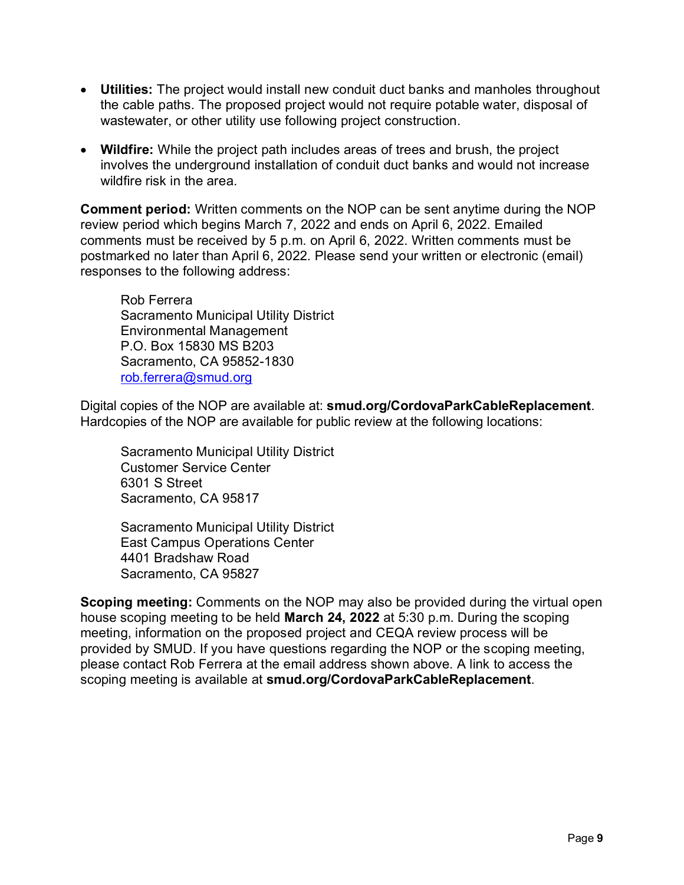- **Utilities:** The project would install new conduit duct banks and manholes throughout the cable paths. The proposed project would not require potable water, disposal of wastewater, or other utility use following project construction.
- **Wildfire:** While the project path includes areas of trees and brush, the project involves the underground installation of conduit duct banks and would not increase wildfire risk in the area.

**Comment period:** Written comments on the NOP can be sent anytime during the NOP review period which begins March 7, 2022 and ends on April 6, 2022. Emailed comments must be received by 5 p.m. on April 6, 2022. Written comments must be postmarked no later than April 6, 2022. Please send your written or electronic (email) responses to the following address:

Rob Ferrera
Sacramento Municipal Utility District
Environmental Management
P.O. Box 15830 MS B203
Sacramento, CA 95852-1830
rob.ferrera@smud.org

Digital copies of the NOP are available at: **smud.org/CordovaParkCableReplacement**. Hardcopies of the NOP are available for public review at the following locations:

Sacramento Municipal Utility District
Customer Service Center
6301 S Street
Sacramento, CA 95817

Sacramento Municipal Utility District
East Campus Operations Center
4401 Bradshaw Road
Sacramento, CA 95827

**Scoping meeting:** Comments on the NOP may also be provided during the virtual open house scoping meeting to be held **March 24, 2022** at 5:30 p.m. During the scoping meeting, information on the proposed project and CEQA review process will be provided by SMUD. If you have questions regarding the NOP or the scoping meeting, please contact Rob Ferrera at the email address shown above. A link to access the scoping meeting is available at **smud.org/CordovaParkCableReplacement**.